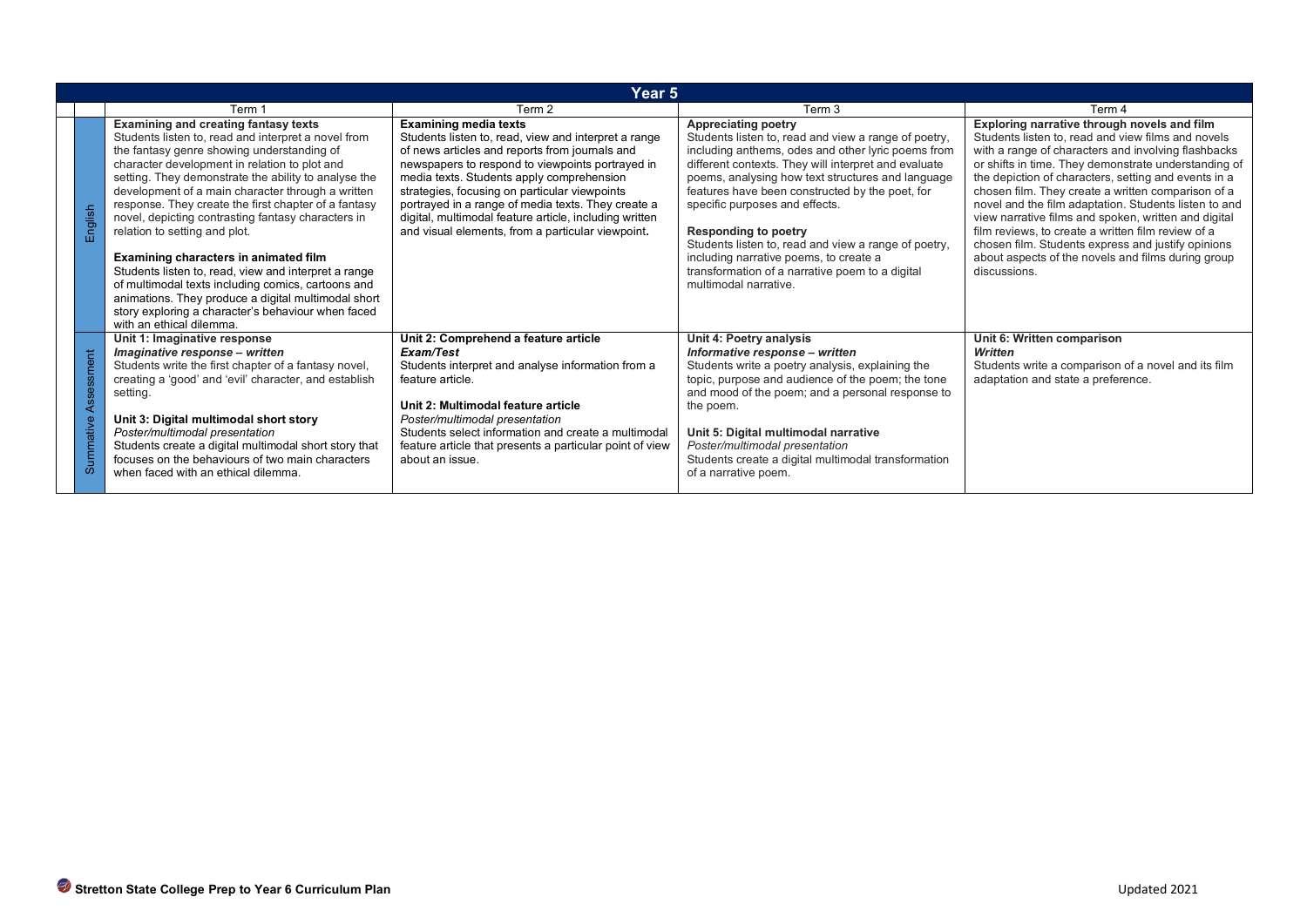| Year 5 | | | | |
|---|---|---|---|---|
| | Term 1 | Term 2 | Term 3 | Term 4 |
| English | **Examining and creating fantasy texts**<br>Students listen to, read and interpret a novel from the fantasy genre showing understanding of character development in relation to plot and setting. They demonstrate the ability to analyse the development of a main character through a written response. They create the first chapter of a fantasy novel, depicting contrasting fantasy characters in relation to setting and plot.<br><br>**Examining characters in animated film**<br>Students listen to, read, view and interpret a range of multimodal texts including comics, cartoons and animations. They produce a digital multimodal short story exploring a character's behaviour when faced with an ethical dilemma. | **Examining media texts**<br>Students listen to, read, view and interpret a range of news articles and reports from journals and newspapers to respond to viewpoints portrayed in media texts. Students apply comprehension strategies, focusing on particular viewpoints portrayed in a range of media texts. They create a digital, multimodal feature article, including written and visual elements, from a particular viewpoint. | **Appreciating poetry**<br>Students listen to, read and view a range of poetry, including anthems, odes and other lyric poems from different contexts. They will interpret and evaluate poems, analysing how text structures and language features have been constructed by the poet, for specific purposes and effects.<br><br>**Responding to poetry**<br>Students listen to, read and view a range of poetry, including narrative poems, to create a transformation of a narrative poem to a digital multimodal narrative. | **Exploring narrative through novels and film**<br>Students listen to, read and view films and novels with a range of characters and involving flashbacks or shifts in time. They demonstrate understanding of the depiction of characters, setting and events in a chosen film. They create a written comparison of a novel and the film adaptation. Students listen to and view narrative films and spoken, written and digital film reviews, to create a written film review of a chosen film. Students express and justify opinions about aspects of the novels and films during group discussions. |
| Summative Assessment | **Unit 1: Imaginative response**<br>***Imaginative response – written***<br>Students write the first chapter of a fantasy novel, creating a 'good' and 'evil' character, and establish setting.<br><br>**Unit 3: Digital multimodal short story**<br>*Poster/multimodal presentation*<br>Students create a digital multimodal short story that focuses on the behaviours of two main characters when faced with an ethical dilemma. | **Unit 2: Comprehend a feature article**<br>***Exam/Test***<br>Students interpret and analyse information from a feature article.<br><br>**Unit 2: Multimodal feature article**<br>*Poster/multimodal presentation*<br>Students select information and create a multimodal feature article that presents a particular point of view about an issue. | **Unit 4: Poetry analysis**<br>***Informative response – written***<br>Students write a poetry analysis, explaining the topic, purpose and audience of the poem; the tone and mood of the poem; and a personal response to the poem.<br><br>**Unit 5: Digital multimodal narrative**<br>*Poster/multimodal presentation*<br>Students create a digital multimodal transformation of a narrative poem. | **Unit 6: Written comparison**<br>***Written***<br>Students write a comparison of a novel and its film adaptation and state a preference. |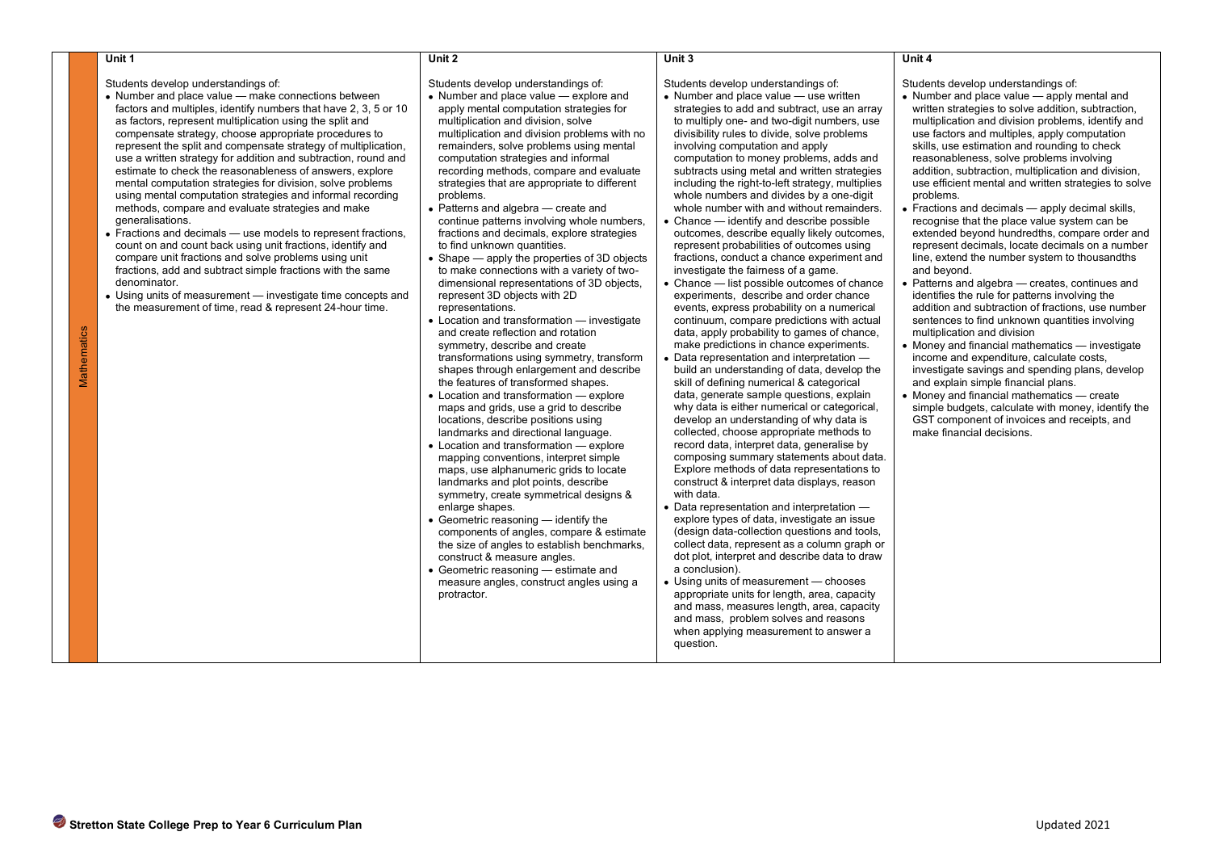| | Unit 1 | Unit 2 | Unit 3 | Unit 4 |
|---|---|---|---|---|
| Mathematics | Students develop understandings of:<br>• Number and place value — make connections between factors and multiples, identify numbers that have 2, 3, 5 or 10 as factors, represent multiplication using the split and compensate strategy, choose appropriate procedures to represent the split and compensate strategy of multiplication, use a written strategy for addition and subtraction, round and estimate to check the reasonableness of answers, explore mental computation strategies for division, solve problems using mental computation strategies and informal recording methods, compare and evaluate strategies and make generalisations.<br>• Fractions and decimals — use models to represent fractions, count on and count back using unit fractions, identify and compare unit fractions and solve problems using unit fractions, add and subtract simple fractions with the same denominator.<br>• Using units of measurement — investigate time concepts and the measurement of time, read & represent 24-hour time. | Students develop understandings of:<br>• Number and place value — explore and apply mental computation strategies for multiplication and division, solve multiplication and division problems with no remainders, solve problems using mental computation strategies and informal recording methods, compare and evaluate strategies that are appropriate to different problems.<br>• Patterns and algebra — create and continue patterns involving whole numbers, fractions and decimals, explore strategies to find unknown quantities.<br>• Shape — apply the properties of 3D objects to make connections with a variety of two-dimensional representations of 3D objects, represent 3D objects with 2D representations.<br>• Location and transformation — investigate and create reflection and rotation symmetry, describe and create transformations using symmetry, transform shapes through enlargement and describe the features of transformed shapes.<br>• Location and transformation — explore maps and grids, use a grid to describe locations, describe positions using landmarks and directional language.<br>• Location and transformation — explore mapping conventions, interpret simple maps, use alphanumeric grids to locate landmarks and plot points, describe symmetry, create symmetrical designs & enlarge shapes.<br>• Geometric reasoning — identify the components of angles, compare & estimate the size of angles to establish benchmarks, construct & measure angles.<br>• Geometric reasoning — estimate and measure angles, construct angles using a protractor. | Students develop understandings of:<br>• Number and place value — use written strategies to add and subtract, use an array to multiply one- and two-digit numbers, use divisibility rules to divide, solve problems involving computation and apply computation to money problems, adds and subtracts using metal and written strategies including the right-to-left strategy, multiplies whole numbers and divides by a one-digit whole number with and without remainders.<br>• Chance — identify and describe possible outcomes, describe equally likely outcomes, represent probabilities of outcomes using fractions, conduct a chance experiment and investigate the fairness of a game.<br>• Chance — list possible outcomes of chance experiments, describe and order chance events, express probability on a numerical continuum, compare predictions with actual data, apply probability to games of chance, make predictions in chance experiments.<br>• Data representation and interpretation — build an understanding of data, develop the skill of defining numerical & categorical data, generate sample questions, explain why data is either numerical or categorical, develop an understanding of why data is collected, choose appropriate methods to record data, interpret data, generalise by composing summary statements about data. Explore methods of data representations to construct & interpret data displays, reason with data.<br>• Data representation and interpretation — explore types of data, investigate an issue (design data-collection questions and tools, collect data, represent as a column graph or dot plot, interpret and describe data to draw a conclusion).<br>• Using units of measurement — chooses appropriate units for length, area, capacity and mass, measures length, area, capacity and mass, problem solves and reasons when applying measurement to answer a question. | Students develop understandings of:<br>• Number and place value — apply mental and written strategies to solve addition, subtraction, multiplication and division problems, identify and use factors and multiples, apply computation skills, use estimation and rounding to check reasonableness, solve problems involving addition, subtraction, multiplication and division, use efficient mental and written strategies to solve problems.<br>• Fractions and decimals — apply decimal skills, recognise that the place value system can be extended beyond hundredths, compare order and represent decimals, locate decimals on a number line, extend the number system to thousandths and beyond.<br>• Patterns and algebra — creates, continues and identifies the rule for patterns involving the addition and subtraction of fractions, use number sentences to find unknown quantities involving multiplication and division<br>• Money and financial mathematics — investigate income and expenditure, calculate costs, investigate savings and spending plans, develop and explain simple financial plans.<br>• Money and financial mathematics — create simple budgets, calculate with money, identify the GST component of invoices and receipts, and make financial decisions. |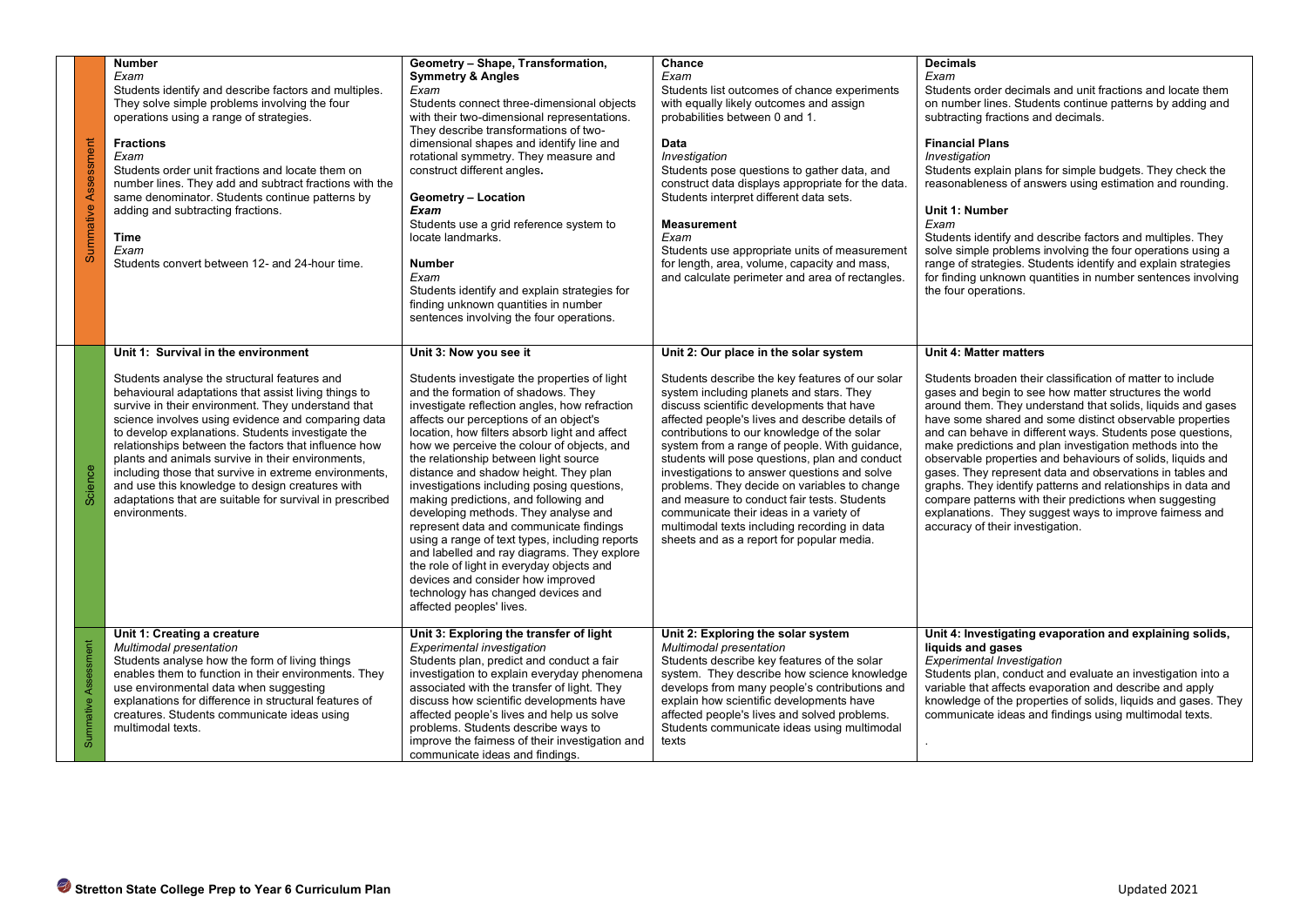| | Term 1 | Term 2 | Term 3 | Term 4 |
|---|---|---|---|---|
| Summative Assessment | **Number**<br>*Exam*<br>Students identify and describe factors and multiples. They solve simple problems involving the four operations using a range of strategies.<br><br>**Fractions**<br>*Exam*<br>Students order unit fractions and locate them on number lines. They add and subtract fractions with the same denominator. Students continue patterns by adding and subtracting fractions.<br><br>**Time**<br>*Exam*<br>Students convert between 12- and 24-hour time. | **Geometry – Shape, Transformation, Symmetry & Angles**<br>*Exam*<br>Students connect three-dimensional objects with their two-dimensional representations. They describe transformations of two-dimensional shapes and identify line and rotational symmetry. They measure and construct different angles.<br><br>**Geometry – Location**<br>***Exam***<br>Students use a grid reference system to locate landmarks.<br><br>**Number**<br>*Exam*<br>Students identify and explain strategies for finding unknown quantities in number sentences involving the four operations. | **Chance**<br>*Exam*<br>Students list outcomes of chance experiments with equally likely outcomes and assign probabilities between 0 and 1.<br><br>**Data**<br>*Investigation*<br>Students pose questions to gather data, and construct data displays appropriate for the data. Students interpret different data sets.<br><br>**Measurement**<br>*Exam*<br>Students use appropriate units of measurement for length, area, volume, capacity and mass, and calculate perimeter and area of rectangles. | **Decimals**<br>*Exam*<br>Students order decimals and unit fractions and locate them on number lines. Students continue patterns by adding and subtracting fractions and decimals.<br><br>**Financial Plans**<br>*Investigation*<br>Students explain plans for simple budgets. They check the reasonableness of answers using estimation and rounding.<br><br>**Unit 1: Number**<br>*Exam*<br>Students identify and describe factors and multiples. They solve simple problems involving the four operations using a range of strategies. Students identify and explain strategies for finding unknown quantities in number sentences involving the four operations. |
| Science | **Unit 1: Survival in the environment**<br><br>Students analyse the structural features and behavioural adaptations that assist living things to survive in their environment. They understand that science involves using evidence and comparing data to develop explanations. Students investigate the relationships between the factors that influence how plants and animals survive in their environments, including those that survive in extreme environments, and use this knowledge to design creatures with adaptations that are suitable for survival in prescribed environments. | **Unit 3: Now you see it**<br><br>Students investigate the properties of light and the formation of shadows. They investigate reflection angles, how refraction affects our perceptions of an object's location, how filters absorb light and affect how we perceive the colour of objects, and the relationship between light source distance and shadow height. They plan investigations including posing questions, making predictions, and following and developing methods. They analyse and represent data and communicate findings using a range of text types, including reports and labelled and ray diagrams. They explore the role of light in everyday objects and devices and consider how improved technology has changed devices and affected peoples' lives. | **Unit 2: Our place in the solar system**<br><br>Students describe the key features of our solar system including planets and stars. They discuss scientific developments that have affected people's lives and describe details of contributions to our knowledge of the solar system from a range of people. With guidance, students will pose questions, plan and conduct investigations to answer questions and solve problems. They decide on variables to change and measure to conduct fair tests. Students communicate their ideas in a variety of multimodal texts including recording in data sheets and as a report for popular media. | **Unit 4: Matter matters**<br><br>Students broaden their classification of matter to include gases and begin to see how matter structures the world around them. They understand that solids, liquids and gases have some shared and some distinct observable properties and can behave in different ways. Students pose questions, make predictions and plan investigation methods into the observable properties and behaviours of solids, liquids and gases. They represent data and observations in tables and graphs. They identify patterns and relationships in data and compare patterns with their predictions when suggesting explanations. They suggest ways to improve fairness and accuracy of their investigation. |
| Summative Assessment | **Unit 1: Creating a creature**<br>*Multimodal presentation*<br>Students analyse how the form of living things enables them to function in their environments. They use environmental data when suggesting explanations for difference in structural features of creatures. Students communicate ideas using multimodal texts. | **Unit 3: Exploring the transfer of light**<br>*Experimental investigation*<br>Students plan, predict and conduct a fair investigation to explain everyday phenomena associated with the transfer of light. They discuss how scientific developments have affected people's lives and help us solve problems. Students describe ways to improve the fairness of their investigation and communicate ideas and findings. | **Unit 2: Exploring the solar system**<br>*Multimodal presentation*<br>Students describe key features of the solar system. They describe how science knowledge develops from many people's contributions and explain how scientific developments have affected people's lives and solved problems. Students communicate ideas using multimodal texts | **Unit 4: Investigating evaporation and explaining solids, liquids and gases**<br>*Experimental Investigation*<br>Students plan, conduct and evaluate an investigation into a variable that affects evaporation and describe and apply knowledge of the properties of solids, liquids and gases. They communicate ideas and findings using multimodal texts.<br><br>. |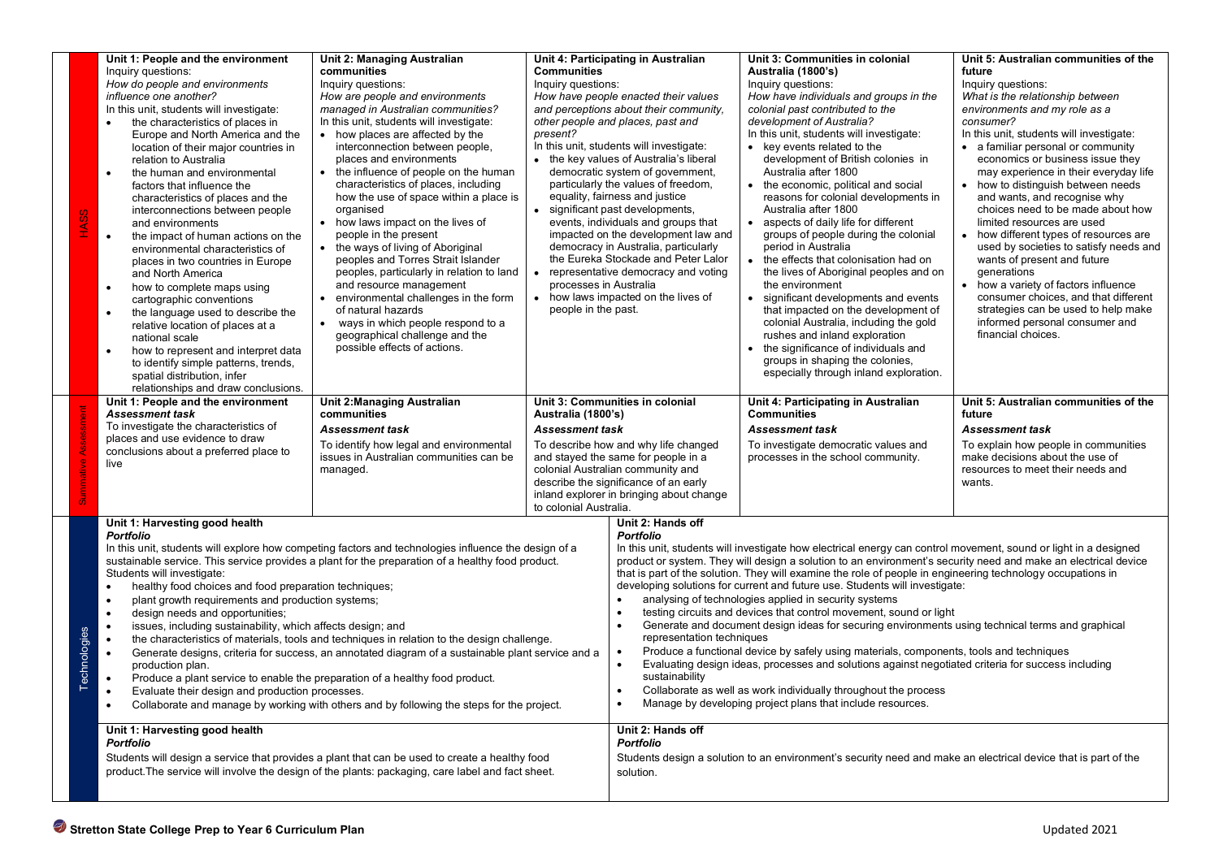| | | | | | |
|---|---|---|---|---|---|
| **HASS** | **Unit 1: People and the environment**<br>Inquiry questions:<br>*How do people and environments influence one another?*<br>In this unit, students will investigate:<br>• the characteristics of places in Europe and North America and the location of their major countries in relation to Australia<br>• the human and environmental factors that influence the characteristics of places and the interconnections between people and environments<br>• the impact of human actions on the environmental characteristics of places in two countries in Europe and North America<br>• how to complete maps using cartographic conventions<br>• the language used to describe the relative location of places at a national scale<br>• how to represent and interpret data to identify simple patterns, trends, spatial distribution, infer relationships and draw conclusions. | **Unit 2: Managing Australian communities**<br>Inquiry questions:<br>*How are people and environments managed in Australian communities?*<br>In this unit, students will investigate:<br>• how places are affected by the interconnection between people, places and environments<br>• the influence of people on the human characteristics of places, including how the use of space within a place is organised<br>• how laws impact on the lives of people in the present<br>• the ways of living of Aboriginal peoples and Torres Strait Islander peoples, particularly in relation to land and resource management<br>• environmental challenges in the form of natural hazards<br>• ways in which people respond to a geographical challenge and the possible effects of actions. | **Unit 4: Participating in Australian Communities**<br>Inquiry questions:<br>*How have people enacted their values and perceptions about their community, other people and places, past and present?*<br>In this unit, students will investigate:<br>• the key values of Australia's liberal democratic system of government, particularly the values of freedom, equality, fairness and justice<br>• significant past developments, events, individuals and groups that impacted on the development law and democracy in Australia, particularly the Eureka Stockade and Peter Lalor<br>• representative democracy and voting processes in Australia<br>• how laws impacted on the lives of people in the past. | **Unit 3: Communities in colonial Australia (1800's)**<br>Inquiry questions:<br>*How have individuals and groups in the colonial past contributed to the development of Australia?*<br>In this unit, students will investigate:<br>• key events related to the development of British colonies in Australia after 1800<br>• the economic, political and social reasons for colonial developments in Australia after 1800<br>• aspects of daily life for different groups of people during the colonial period in Australia<br>• the effects that colonisation had on the lives of Aboriginal peoples and on the environment<br>• significant developments and events that impacted on the development of colonial Australia, including the gold rushes and inland exploration<br>• the significance of individuals and groups in shaping the colonies, especially through inland exploration. | **Unit 5: Australian communities of the future**<br>Inquiry questions:<br>*What is the relationship between environments and my role as a consumer?*<br>In this unit, students will investigate:<br>• a familiar personal or community economics or business issue they may experience in their everyday life<br>• how to distinguish between needs and wants, and recognise why choices need to be made about how limited resources are used<br>• how different types of resources are used by societies to satisfy needs and wants of present and future generations<br>• how a variety of factors influence consumer choices, and that different strategies can be used to help make informed personal consumer and financial choices. |
| **Summative Assessment** | **Unit 1: People and the environment**<br>***Assessment task***<br>To investigate the characteristics of places and use evidence to draw conclusions about a preferred place to live | **Unit 2:Managing Australian communities**<br>***Assessment task***<br>To identify how legal and environmental issues in Australian communities can be managed. | **Unit 3: Communities in colonial Australia (1800's)**<br>***Assessment task***<br>To describe how and why life changed and stayed the same for people in a colonial Australian community and describe the significance of an early inland explorer in bringing about change to colonial Australia. | **Unit 4: Participating in Australian Communities**<br>***Assessment task***<br>To investigate democratic values and processes in the school community. | **Unit 5: Australian communities of the future**<br>***Assessment task***<br>To explain how people in communities make decisions about the use of resources to meet their needs and wants. |
| **Technologies** | **Unit 1: Harvesting good health**<br>***Portfolio***<br>In this unit, students will explore how competing factors and technologies influence the design of a sustainable service. This service provides a plant for the preparation of a healthy food product.<br>Students will investigate:<br>• healthy food choices and food preparation techniques;<br>• plant growth requirements and production systems;<br>• design needs and opportunities;<br>• issues, including sustainability, which affects design; and<br>• the characteristics of materials, tools and techniques in relation to the design challenge.<br>• Generate designs, criteria for success, an annotated diagram of a sustainable plant service and a production plan.<br>• Produce a plant service to enable the preparation of a healthy food product.<br>• Evaluate their design and production processes.<br>• Collaborate and manage by working with others and by following the steps for the project. | | | **Unit 2: Hands off**<br>***Portfolio***<br>In this unit, students will investigate how electrical energy can control movement, sound or light in a designed product or system. They will design a solution to an environment's security need and make an electrical device that is part of the solution. They will examine the role of people in engineering technology occupations in developing solutions for current and future use. Students will investigate:<br>• analysing of technologies applied in security systems<br>• testing circuits and devices that control movement, sound or light<br>• Generate and document design ideas for securing environments using technical terms and graphical representation techniques<br>• Produce a functional device by safely using materials, components, tools and techniques<br>• Evaluating design ideas, processes and solutions against negotiated criteria for success including sustainability<br>• Collaborate as well as work individually throughout the process<br>• Manage by developing project plans that include resources. | |
| | **Unit 1: Harvesting good health**<br>***Portfolio***<br>Students will design a service that provides a plant that can be used to create a healthy food product.The service will involve the design of the plants: packaging, care label and fact sheet. | | | **Unit 2: Hands off**<br>***Portfolio***<br>Students design a solution to an environment's security need and make an electrical device that is part of the solution. | |

**Stretton State College Prep to Year 6 Curriculum Plan** — Updated 2021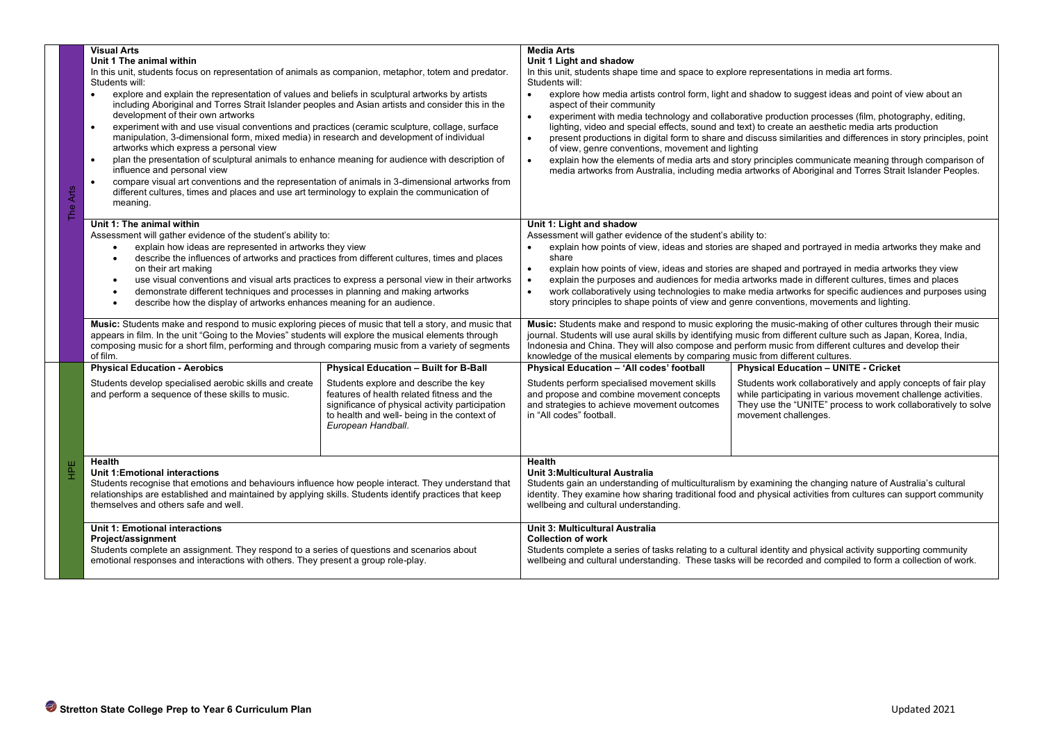| | | |
|---|---|---|
| **The Arts** | **Visual Arts**<br>**Unit 1 The animal within**<br>In this unit, students focus on representation of animals as companion, metaphor, totem and predator. Students will:<br>• explore and explain the representation of values and beliefs in sculptural artworks by artists including Aboriginal and Torres Strait Islander peoples and Asian artists and consider this in the development of their own artworks<br>• experiment with and use visual conventions and practices (ceramic sculpture, collage, surface manipulation, 3-dimensional form, mixed media) in research and development of individual artworks which express a personal view<br>• plan the presentation of sculptural animals to enhance meaning for audience with description of influence and personal view<br>• compare visual art conventions and the representation of animals in 3-dimensional artworks from different cultures, times and places and use art terminology to explain the communication of meaning. | **Media Arts**<br>**Unit 1 Light and shadow**<br>In this unit, students shape time and space to explore representations in media art forms.<br>Students will:<br>• explore how media artists control form, light and shadow to suggest ideas and point of view about an aspect of their community<br>• experiment with media technology and collaborative production processes (film, photography, editing, lighting, video and special effects, sound and text) to create an aesthetic media arts production<br>• present productions in digital form to share and discuss similarities and differences in story principles, point of view, genre conventions, movement and lighting<br>• explain how the elements of media arts and story principles communicate meaning through comparison of media artworks from Australia, including media artworks of Aboriginal and Torres Strait Islander Peoples. |
| | **Unit 1: The animal within**<br>Assessment will gather evidence of the student's ability to:<br>• explain how ideas are represented in artworks they view<br>• describe the influences of artworks and practices from different cultures, times and places on their art making<br>• use visual conventions and visual arts practices to express a personal view in their artworks<br>• demonstrate different techniques and processes in planning and making artworks<br>• describe how the display of artworks enhances meaning for an audience. | **Unit 1: Light and shadow**<br>Assessment will gather evidence of the student's ability to:<br>• explain how points of view, ideas and stories are shaped and portrayed in media artworks they make and share<br>• explain how points of view, ideas and stories are shaped and portrayed in media artworks they view<br>• explain the purposes and audiences for media artworks made in different cultures, times and places<br>• work collaboratively using technologies to make media artworks for specific audiences and purposes using story principles to shape points of view and genre conventions, movements and lighting. |
| | **Music:** Students make and respond to music exploring pieces of music that tell a story, and music that appears in film. In the unit "Going to the Movies" students will explore the musical elements through composing music for a short film, performing and through comparing music from a variety of segments of film. | **Music:** Students make and respond to music exploring the music-making of other cultures through their music journal. Students will use aural skills by identifying music from different culture such as Japan, Korea, India, Indonesia and China. They will also compose and perform music from different cultures and develop their knowledge of the musical elements by comparing music from different cultures. |

| | | | | |
|---|---|---|---|---|
| **HPE** | **Physical Education - Aerobics**<br>Students develop specialised aerobic skills and create and perform a sequence of these skills to music. | **Physical Education – Built for B-Ball**<br>Students explore and describe the key features of health related fitness and the significance of physical activity participation to health and well- being in the context of *European Handball*. | **Physical Education – 'All codes' football**<br>Students perform specialised movement skills and propose and combine movement concepts and strategies to achieve movement outcomes in "All codes" football. | **Physical Education – UNITE - Cricket**<br>Students work collaboratively and apply concepts of fair play while participating in various movement challenge activities. They use the "UNITE" process to work collaboratively to solve movement challenges. |
| | **Health**<br>**Unit 1:Emotional interactions**<br>Students recognise that emotions and behaviours influence how people interact. They understand that relationships are established and maintained by applying skills. Students identify practices that keep themselves and others safe and well. | | **Health**<br>**Unit 3:Multicultural Australia**<br>Students gain an understanding of multiculturalism by examining the changing nature of Australia's cultural identity. They examine how sharing traditional food and physical activities from cultures can support community wellbeing and cultural understanding. | |
| | **Unit 1: Emotional interactions**<br>**Project/assignment**<br>Students complete an assignment. They respond to a series of questions and scenarios about emotional responses and interactions with others. They present a group role-play. | | **Unit 3: Multicultural Australia**<br>**Collection of work**<br>Students complete a series of tasks relating to a cultural identity and physical activity supporting community wellbeing and cultural understanding. These tasks will be recorded and compiled to form a collection of work. | |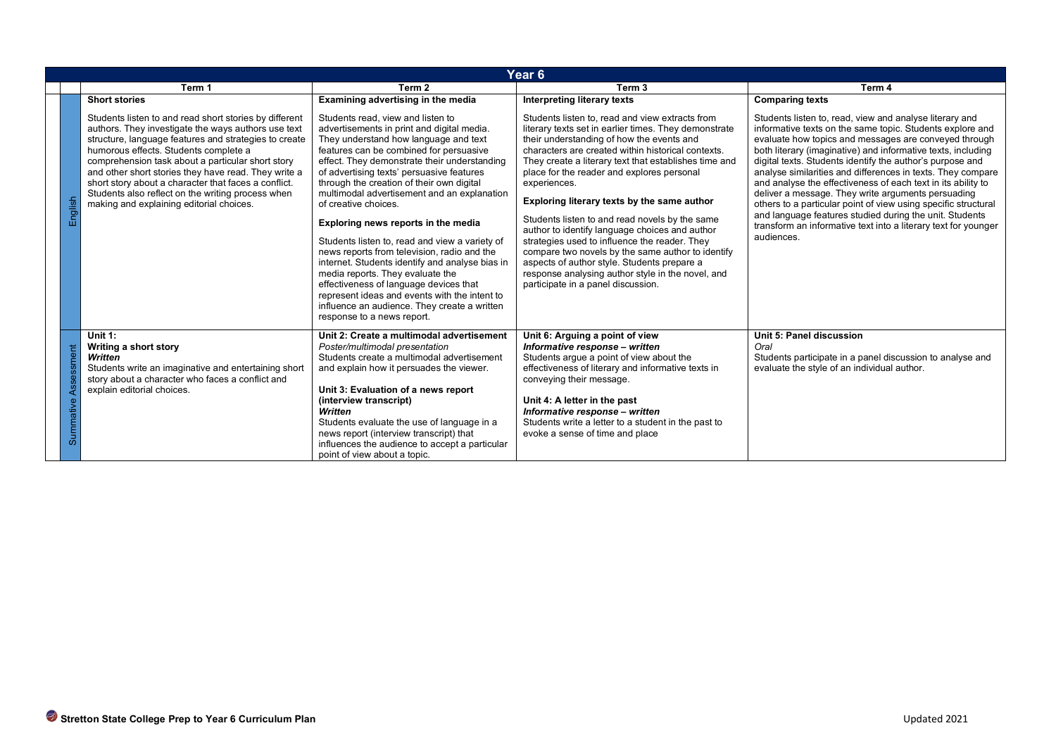| Year 6 | | | | |
|---|---|---|---|---|
| | **Term 1** | **Term 2** | **Term 3** | **Term 4** |
| English | **Short stories**<br><br>Students listen to and read short stories by different authors. They investigate the ways authors use text structure, language features and strategies to create humorous effects. Students complete a comprehension task about a particular short story and other short stories they have read. They write a short story about a character that faces a conflict. Students also reflect on the writing process when making and explaining editorial choices. | **Examining advertising in the media**<br><br>Students read, view and listen to advertisements in print and digital media. They understand how language and text features can be combined for persuasive effect. They demonstrate their understanding of advertising texts' persuasive features through the creation of their own digital multimodal advertisement and an explanation of creative choices.<br><br>**Exploring news reports in the media**<br><br>Students listen to, read and view a variety of news reports from television, radio and the internet. Students identify and analyse bias in media reports. They evaluate the effectiveness of language devices that represent ideas and events with the intent to influence an audience. They create a written response to a news report. | **Interpreting literary texts**<br><br>Students listen to, read and view extracts from literary texts set in earlier times. They demonstrate their understanding of how the events and characters are created within historical contexts. They create a literary text that establishes time and place for the reader and explores personal experiences.<br><br>**Exploring literary texts by the same author**<br><br>Students listen to and read novels by the same author to identify language choices and author strategies used to influence the reader. They compare two novels by the same author to identify aspects of author style. Students prepare a response analysing author style in the novel, and participate in a panel discussion. | **Comparing texts**<br><br>Students listen to, read, view and analyse literary and informative texts on the same topic. Students explore and evaluate how topics and messages are conveyed through both literary (imaginative) and informative texts, including digital texts. Students identify the author's purpose and analyse similarities and differences in texts. They compare and analyse the effectiveness of each text in its ability to deliver a message. They write arguments persuading others to a particular point of view using specific structural and language features studied during the unit. Students transform an informative text into a literary text for younger audiences. |
| Summative Assessment | **Unit 1:**<br>**Writing a short story**<br>***Written***<br>Students write an imaginative and entertaining short story about a character who faces a conflict and explain editorial choices. | **Unit 2: Create a multimodal advertisement**<br>*Poster/multimodal presentation*<br>Students create a multimodal advertisement and explain how it persuades the viewer.<br><br>**Unit 3: Evaluation of a news report (interview transcript)**<br>***Written***<br>Students evaluate the use of language in a news report (interview transcript) that influences the audience to accept a particular point of view about a topic. | **Unit 6: Arguing a point of view**<br>***Informative response – written***<br>Students argue a point of view about the effectiveness of literary and informative texts in conveying their message.<br><br>**Unit 4: A letter in the past**<br>***Informative response – written***<br>Students write a letter to a student in the past to evoke a sense of time and place | **Unit 5: Panel discussion**<br>*Oral*<br>Students participate in a panel discussion to analyse and evaluate the style of an individual author. |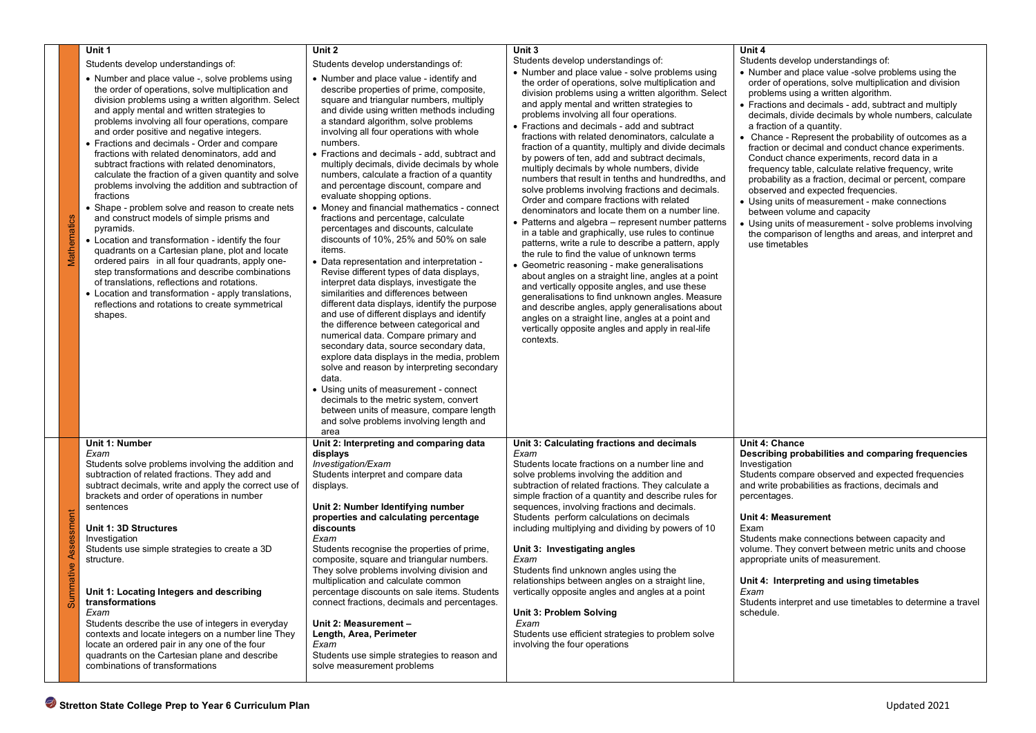| | Unit 1 | Unit 2 | Unit 3 | Unit 4 |
|---|---|---|---|---|
| **Mathematics** | **Unit 1**<br>Students develop understandings of:<br>• Number and place value -, solve problems using the order of operations, solve multiplication and division problems using a written algorithm. Select and apply mental and written strategies to problems involving all four operations, compare and order positive and negative integers.<br>• Fractions and decimals - Order and compare fractions with related denominators, add and subtract fractions with related denominators, calculate the fraction of a given quantity and solve problems involving the addition and subtraction of fractions<br>• Shape - problem solve and reason to create nets and construct models of simple prisms and pyramids.<br>• Location and transformation - identify the four quadrants on a Cartesian plane, plot and locate ordered pairs in all four quadrants, apply one-step transformations and describe combinations of translations, reflections and rotations.<br>• Location and transformation - apply translations, reflections and rotations to create symmetrical shapes. | **Unit 2**<br>Students develop understandings of:<br>• Number and place value - identify and describe properties of prime, composite, square and triangular numbers, multiply and divide using written methods including a standard algorithm, solve problems involving all four operations with whole numbers.<br>• Fractions and decimals - add, subtract and multiply decimals, divide decimals by whole numbers, calculate a fraction of a quantity and percentage discount, compare and evaluate shopping options.<br>• Money and financial mathematics - connect fractions and percentage, calculate percentages and discounts, calculate discounts of 10%, 25% and 50% on sale items.<br>• Data representation and interpretation - Revise different types of data displays, interpret data displays, investigate the similarities and differences between different data displays, identify the purpose and use of different displays and identify the difference between categorical and numerical data. Compare primary and secondary data, source secondary data, explore data displays in the media, problem solve and reason by interpreting secondary data.<br>• Using units of measurement - connect decimals to the metric system, convert between units of measure, compare length and solve problems involving length and area | **Unit 3**<br>Students develop understandings of:<br>• Number and place value - solve problems using the order of operations, solve multiplication and division problems using a written algorithm. Select and apply mental and written strategies to problems involving all four operations.<br>• Fractions and decimals - add and subtract fractions with related denominators, calculate a fraction of a quantity, multiply and divide decimals by powers of ten, add and subtract decimals, multiply decimals by whole numbers, divide numbers that result in tenths and hundredths, and solve problems involving fractions and decimals. Order and compare fractions with related denominators and locate them on a number line.<br>• Patterns and algebra – represent number patterns in a table and graphically, use rules to continue patterns, write a rule to describe a pattern, apply the rule to find the value of unknown terms<br>• Geometric reasoning - make generalisations about angles on a straight line, angles at a point and vertically opposite angles, and use these generalisations to find unknown angles. Measure and describe angles, apply generalisations about angles on a straight line, angles at a point and vertically opposite angles and apply in real-life contexts. | **Unit 4**<br>Students develop understandings of:<br>• Number and place value -solve problems using the order of operations, solve multiplication and division problems using a written algorithm.<br>• Fractions and decimals - add, subtract and multiply decimals, divide decimals by whole numbers, calculate a fraction of a quantity.<br>• Chance - Represent the probability of outcomes as a fraction or decimal and conduct chance experiments. Conduct chance experiments, record data in a frequency table, calculate relative frequency, write probability as a fraction, decimal or percent, compare observed and expected frequencies.<br>• Using units of measurement - make connections between volume and capacity<br>• Using units of measurement - solve problems involving the comparison of lengths and areas, and interpret and use timetables |
| **Summative Assessment** | **Unit 1: Number**<br>*Exam*<br>Students solve problems involving the addition and subtraction of related fractions. They add and subtract decimals, write and apply the correct use of brackets and order of operations in number sentences<br><br>**Unit 1: 3D Structures**<br>Investigation<br>Students use simple strategies to create a 3D structure.<br><br>**Unit 1: Locating Integers and describing transformations**<br>*Exam*<br>Students describe the use of integers in everyday contexts and locate integers on a number line They locate an ordered pair in any one of the four quadrants on the Cartesian plane and describe combinations of transformations | **Unit 2: Interpreting and comparing data displays**<br>*Investigation/Exam*<br>Students interpret and compare data displays.<br><br>**Unit 2: Number Identifying number properties and calculating percentage discounts**<br>*Exam*<br>Students recognise the properties of prime, composite, square and triangular numbers. They solve problems involving division and multiplication and calculate common percentage discounts on sale items. Students connect fractions, decimals and percentages.<br><br>**Unit 2: Measurement – Length, Area, Perimeter**<br>*Exam*<br>Students use simple strategies to reason and solve measurement problems | **Unit 3: Calculating fractions and decimals**<br>*Exam*<br>Students locate fractions on a number line and solve problems involving the addition and subtraction of related fractions. They calculate a simple fraction of a quantity and describe rules for sequences, involving fractions and decimals. Students perform calculations on decimals including multiplying and dividing by powers of 10<br><br>**Unit 3: Investigating angles**<br>*Exam*<br>Students find unknown angles using the relationships between angles on a straight line, vertically opposite angles and angles at a point<br><br>**Unit 3: Problem Solving**<br>*Exam*<br>Students use efficient strategies to problem solve involving the four operations | **Unit 4: Chance**<br>**Describing probabilities and comparing frequencies**<br>Investigation<br>Students compare observed and expected frequencies and write probabilities as fractions, decimals and percentages.<br><br>**Unit 4: Measurement**<br>Exam<br>Students make connections between capacity and volume. They convert between metric units and choose appropriate units of measurement.<br><br>**Unit 4: Interpreting and using timetables**<br>*Exam*<br>Students interpret and use timetables to determine a travel schedule. |

**Stretton State College Prep to Year 6 Curriculum Plan** Updated 2021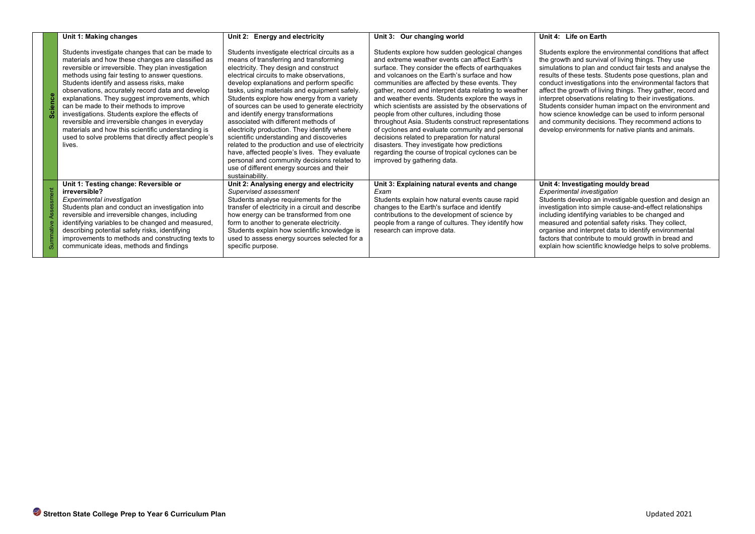| | Unit 1: Making changes | Unit 2: Energy and electricity | Unit 3: Our changing world | Unit 4: Life on Earth |
|---|---|---|---|---|
| **Science** | Students investigate changes that can be made to materials and how these changes are classified as reversible or irreversible. They plan investigation methods using fair testing to answer questions. Students identify and assess risks, make observations, accurately record data and develop explanations. They suggest improvements, which can be made to their methods to improve investigations. Students explore the effects of reversible and irreversible changes in everyday materials and how this scientific understanding is used to solve problems that directly affect people's lives. | Students investigate electrical circuits as a means of transferring and transforming electricity. They design and construct electrical circuits to make observations, develop explanations and perform specific tasks, using materials and equipment safely. Students explore how energy from a variety of sources can be used to generate electricity and identify energy transformations associated with different methods of electricity production. They identify where scientific understanding and discoveries related to the production and use of electricity have, affected people's lives. They evaluate personal and community decisions related to use of different energy sources and their sustainability. | Students explore how sudden geological changes and extreme weather events can affect Earth's surface. They consider the effects of earthquakes and volcanoes on the Earth's surface and how communities are affected by these events. They gather, record and interpret data relating to weather and weather events. Students explore the ways in which scientists are assisted by the observations of people from other cultures, including those throughout Asia. Students construct representations of cyclones and evaluate community and personal decisions related to preparation for natural disasters. They investigate how predictions regarding the course of tropical cyclones can be improved by gathering data. | Students explore the environmental conditions that affect the growth and survival of living things. They use simulations to plan and conduct fair tests and analyse the results of these tests. Students pose questions, plan and conduct investigations into the environmental factors that affect the growth of living things. They gather, record and interpret observations relating to their investigations. Students consider human impact on the environment and how science knowledge can be used to inform personal and community decisions. They recommend actions to develop environments for native plants and animals. |
| Summative Assessment | **Unit 1: Testing change: Reversible or irreversible?**<br>*Experimental investigation*<br>Students plan and conduct an investigation into reversible and irreversible changes, including identifying variables to be changed and measured, describing potential safety risks, identifying improvements to methods and constructing texts to communicate ideas, methods and findings | **Unit 2: Analysing energy and electricity**<br>*Supervised assessment*<br>Students analyse requirements for the transfer of electricity in a circuit and describe how energy can be transformed from one form to another to generate electricity.<br>Students explain how scientific knowledge is used to assess energy sources selected for a specific purpose. | **Unit 3: Explaining natural events and change**<br>*Exam*<br>Students explain how natural events cause rapid changes to the Earth's surface and identify contributions to the development of science by people from a range of cultures. They identify how research can improve data. | **Unit 4: Investigating mouldy bread**<br>*Experimental investigation*<br>Students develop an investigable question and design an investigation into simple cause-and-effect relationships including identifying variables to be changed and measured and potential safety risks. They collect, organise and interpret data to identify environmental factors that contribute to mould growth in bread and explain how scientific knowledge helps to solve problems. |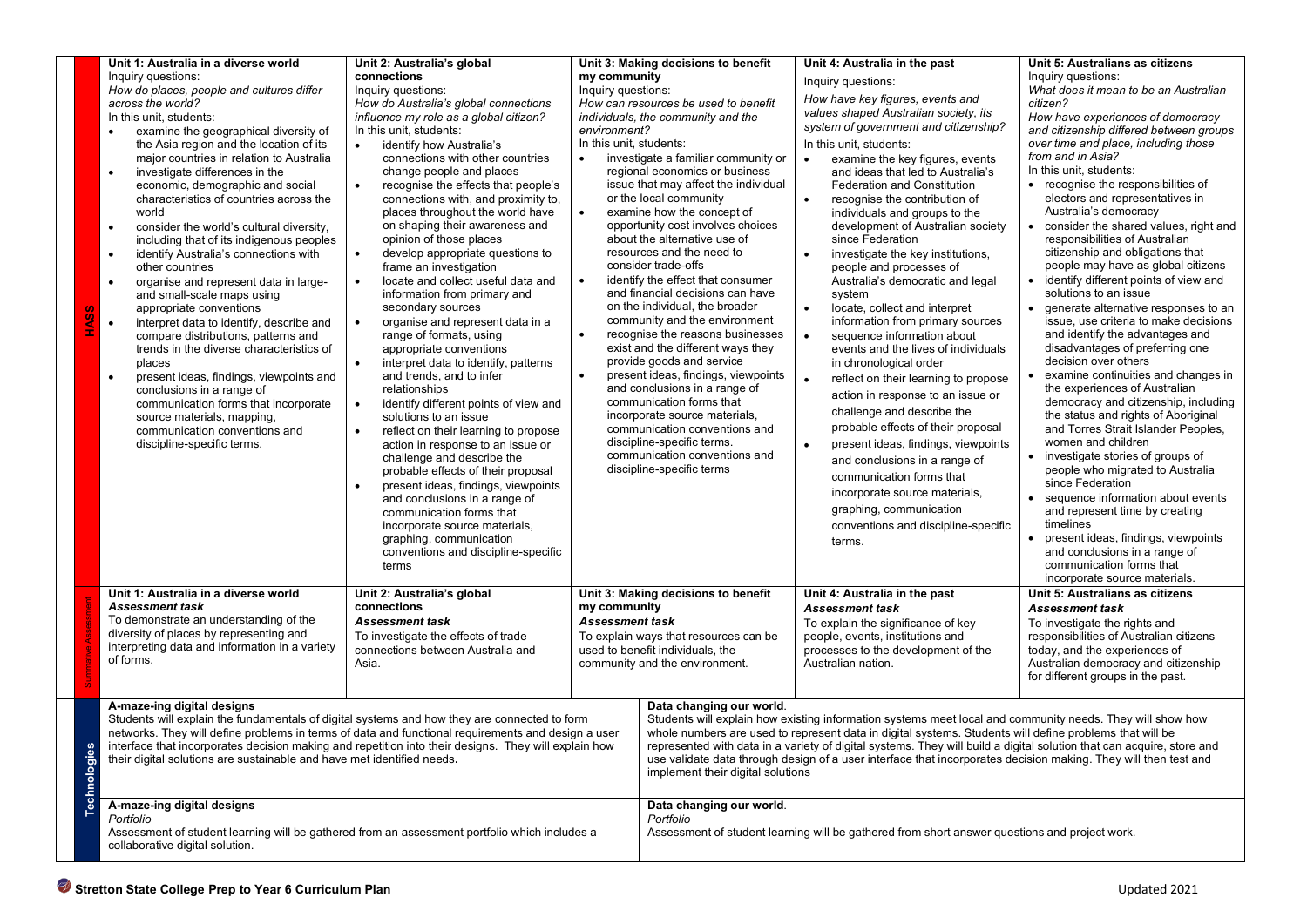| | Unit 1: Australia in a diverse world | Unit 2: Australia's global connections | Unit 3: Making decisions to benefit my community | Unit 4: Australia in the past | Unit 5: Australians as citizens |
|---|---|---|---|---|---|
| **HASS** | **Unit 1: Australia in a diverse world**<br>Inquiry questions:<br>*How do places, people and cultures differ across the world?*<br>In this unit, students:<br>• examine the geographical diversity of the Asia region and the location of its major countries in relation to Australia<br>• investigate differences in the economic, demographic and social characteristics of countries across the world<br>• consider the world's cultural diversity, including that of its indigenous peoples<br>• identify Australia's connections with other countries<br>• organise and represent data in large- and small-scale maps using appropriate conventions<br>• interpret data to identify, describe and compare distributions, patterns and trends in the diverse characteristics of places<br>• present ideas, findings, viewpoints and conclusions in a range of communication forms that incorporate source materials, mapping, communication conventions and discipline-specific terms. | **Unit 2: Australia's global connections**<br>Inquiry questions:<br>*How do Australia's global connections influence my role as a global citizen?*<br>In this unit, students:<br>• identify how Australia's connections with other countries change people and places<br>• recognise the effects that people's connections with, and proximity to, places throughout the world have on shaping their awareness and opinion of those places<br>• develop appropriate questions to frame an investigation<br>• locate and collect useful data and information from primary and secondary sources<br>• organise and represent data in a range of formats, using appropriate conventions<br>• interpret data to identify, patterns and trends, and to infer relationships<br>• identify different points of view and solutions to an issue<br>• reflect on their learning to propose action in response to an issue or challenge and describe the probable effects of their proposal<br>• present ideas, findings, viewpoints and conclusions in a range of communication forms that incorporate source materials, graphing, communication conventions and discipline-specific terms | **Unit 3: Making decisions to benefit my community**<br>Inquiry questions:<br>*How can resources be used to benefit individuals, the community and the environment?*<br>In this unit, students:<br>• investigate a familiar community or regional economics or business issue that may affect the individual or the local community<br>• examine how the concept of opportunity cost involves choices about the alternative use of resources and the need to consider trade-offs<br>• identify the effect that consumer and financial decisions can have on the individual, the broader community and the environment<br>• recognise the reasons businesses exist and the different ways they provide goods and service<br>• present ideas, findings, viewpoints and conclusions in a range of communication forms that incorporate source materials, communication conventions and discipline-specific terms. communication conventions and discipline-specific terms | **Unit 4: Australia in the past**<br>Inquiry questions:<br>*How have key figures, events and values shaped Australian society, its system of government and citizenship?*<br>In this unit, students:<br>• examine the key figures, events and ideas that led to Australia's Federation and Constitution<br>• recognise the contribution of individuals and groups to the development of Australian society since Federation<br>• investigate the key institutions, people and processes of Australia's democratic and legal system<br>• locate, collect and interpret information from primary sources<br>• sequence information about events and the lives of individuals in chronological order<br>• reflect on their learning to propose action in response to an issue or challenge and describe the probable effects of their proposal<br>• present ideas, findings, viewpoints and conclusions in a range of communication forms that incorporate source materials, graphing, communication conventions and discipline-specific terms. | **Unit 5: Australians as citizens**<br>Inquiry questions:<br>*What does it mean to be an Australian citizen?*<br>*How have experiences of democracy and citizenship differed between groups over time and place, including those from and in Asia?*<br>In this unit, students:<br>• recognise the responsibilities of electors and representatives in Australia's democracy<br>• consider the shared values, right and responsibilities of Australian citizenship and obligations that people may have as global citizens<br>• identify different points of view and solutions to an issue<br>• generate alternative responses to an issue, use criteria to make decisions and identify the advantages and disadvantages of preferring one decision over others<br>• examine continuities and changes in the experiences of Australian democracy and citizenship, including the status and rights of Aboriginal and Torres Strait Islander Peoples, women and children<br>• investigate stories of groups of people who migrated to Australia since Federation<br>• sequence information about events and represent time by creating timelines<br>• present ideas, findings, viewpoints and conclusions in a range of communication forms that incorporate source materials. |
| **Summative Assessment** | **Unit 1: Australia in a diverse world**<br>***Assessment task***<br>To demonstrate an understanding of the diversity of places by representing and interpreting data and information in a variety of forms. | **Unit 2: Australia's global connections**<br>***Assessment task***<br>To investigate the effects of trade connections between Australia and Asia. | **Unit 3: Making decisions to benefit my community**<br>***Assessment task***<br>To explain ways that resources can be used to benefit individuals, the community and the environment. | **Unit 4: Australia in the past**<br>***Assessment task***<br>To explain the significance of key people, events, institutions and processes to the development of the Australian nation. | **Unit 5: Australians as citizens**<br>***Assessment task***<br>To investigate the rights and responsibilities of Australian citizens today, and the experiences of Australian democracy and citizenship for different groups in the past. |
| **Technologies** | **A-maze-ing digital designs**<br>Students will explain the fundamentals of digital systems and how they are connected to form networks. They will define problems in terms of data and functional requirements and design a user interface that incorporates decision making and repetition into their designs. They will explain how their digital solutions are sustainable and have met identified needs. | | **Data changing our world**.<br>Students will explain how existing information systems meet local and community needs. They will show how whole numbers are used to represent data in digital systems. Students will define problems that will be represented with data in a variety of digital systems. They will build a digital solution that can acquire, store and use validate data through design of a user interface that incorporates decision making. They will then test and implement their digital solutions | | |
| | **A-maze-ing digital designs**<br>*Portfolio*<br>Assessment of student learning will be gathered from an assessment portfolio which includes a collaborative digital solution. | | **Data changing our world**.<br>*Portfolio*<br>Assessment of student learning will be gathered from short answer questions and project work. | | |

**Stretton State College Prep to Year 6 Curriculum Plan** — Updated 2021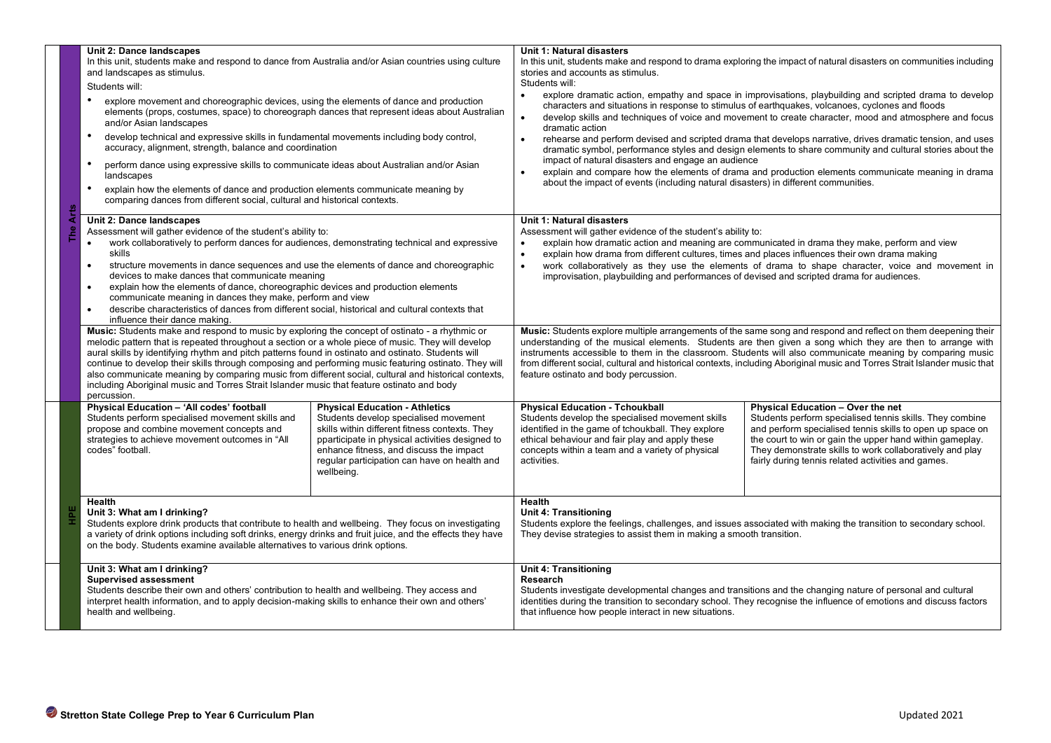| | | | | |
|---|---|---|---|---|
| The Arts | **Unit 2: Dance landscapes**<br>In this unit, students make and respond to dance from Australia and/or Asian countries using culture and landscapes as stimulus.<br>Students will:<br>• explore movement and choreographic devices, using the elements of dance and production elements (props, costumes, space) to choreograph dances that represent ideas about Australian and/or Asian landscapes<br>• develop technical and expressive skills in fundamental movements including body control, accuracy, alignment, strength, balance and coordination<br>• perform dance using expressive skills to communicate ideas about Australian and/or Asian landscapes<br>• explain how the elements of dance and production elements communicate meaning by comparing dances from different social, cultural and historical contexts. | | **Unit 1: Natural disasters**<br>In this unit, students make and respond to drama exploring the impact of natural disasters on communities including stories and accounts as stimulus.<br>Students will:<br>• explore dramatic action, empathy and space in improvisations, playbuilding and scripted drama to develop characters and situations in response to stimulus of earthquakes, volcanoes, cyclones and floods<br>• develop skills and techniques of voice and movement to create character, mood and atmosphere and focus dramatic action<br>• rehearse and perform devised and scripted drama that develops narrative, drives dramatic tension, and uses dramatic symbol, performance styles and design elements to share community and cultural stories about the impact of natural disasters and engage an audience<br>• explain and compare how the elements of drama and production elements communicate meaning in drama about the impact of events (including natural disasters) in different communities. | |
| | **Unit 2: Dance landscapes**<br>Assessment will gather evidence of the student's ability to:<br>• work collaboratively to perform dances for audiences, demonstrating technical and expressive skills<br>• structure movements in dance sequences and use the elements of dance and choreographic devices to make dances that communicate meaning<br>• explain how the elements of dance, choreographic devices and production elements communicate meaning in dances they make, perform and view<br>• describe characteristics of dances from different social, historical and cultural contexts that influence their dance making. | | **Unit 1: Natural disasters**<br>Assessment will gather evidence of the student's ability to:<br>• explain how dramatic action and meaning are communicated in drama they make, perform and view<br>• explain how drama from different cultures, times and places influences their own drama making<br>• work collaboratively as they use the elements of drama to shape character, voice and movement in improvisation, playbuilding and performances of devised and scripted drama for audiences. | |
| | **Music:** Students make and respond to music by exploring the concept of ostinato - a rhythmic or melodic pattern that is repeated throughout a section or a whole piece of music. They will develop aural skills by identifying rhythm and pitch patterns found in ostinato and ostinato. Students will continue to develop their skills through composing and performing music featuring ostinato. They will also communicate meaning by comparing music from different social, cultural and historical contexts, including Aboriginal music and Torres Strait Islander music that feature ostinato and body percussion. | | **Music:** Students explore multiple arrangements of the same song and respond and reflect on them deepening their understanding of the musical elements. Students are then given a song which they are then to arrange with instruments accessible to them in the classroom. Students will also communicate meaning by comparing music from different social, cultural and historical contexts, including Aboriginal music and Torres Strait Islander music that feature ostinato and body percussion. | |
| HPE | **Physical Education – 'All codes' football**<br>Students perform specialised movement skills and propose and combine movement concepts and strategies to achieve movement outcomes in "All codes" football. | **Physical Education - Athletics**<br>Students develop specialised movement skills within different fitness contexts. They pparticipate in physical activities designed to enhance fitness, and discuss the impact regular participation can have on health and wellbeing. | **Physical Education - Tchoukball**<br>Students develop the specialised movement skills identified in the game of tchoukball. They explore ethical behaviour and fair play and apply these concepts within a team and a variety of physical activities. | **Physical Education – Over the net**<br>Students perform specialised tennis skills. They combine and perform specialised tennis skills to open up space on the court to win or gain the upper hand within gameplay. They demonstrate skills to work collaboratively and play fairly during tennis related activities and games. |
| | **Health**<br>**Unit 3: What am I drinking?**<br>Students explore drink products that contribute to health and wellbeing. They focus on investigating a variety of drink options including soft drinks, energy drinks and fruit juice, and the effects they have on the body. Students examine available alternatives to various drink options. | | **Health**<br>**Unit 4: Transitioning**<br>Students explore the feelings, challenges, and issues associated with making the transition to secondary school. They devise strategies to assist them in making a smooth transition. | |
| | **Unit 3: What am I drinking?**<br>**Supervised assessment**<br>Students describe their own and others' contribution to health and wellbeing. They access and interpret health information, and to apply decision-making skills to enhance their own and others' health and wellbeing. | | **Unit 4: Transitioning**<br>**Research**<br>Students investigate developmental changes and transitions and the changing nature of personal and cultural identities during the transition to secondary school. They recognise the influence of emotions and discuss factors that influence how people interact in new situations. | |